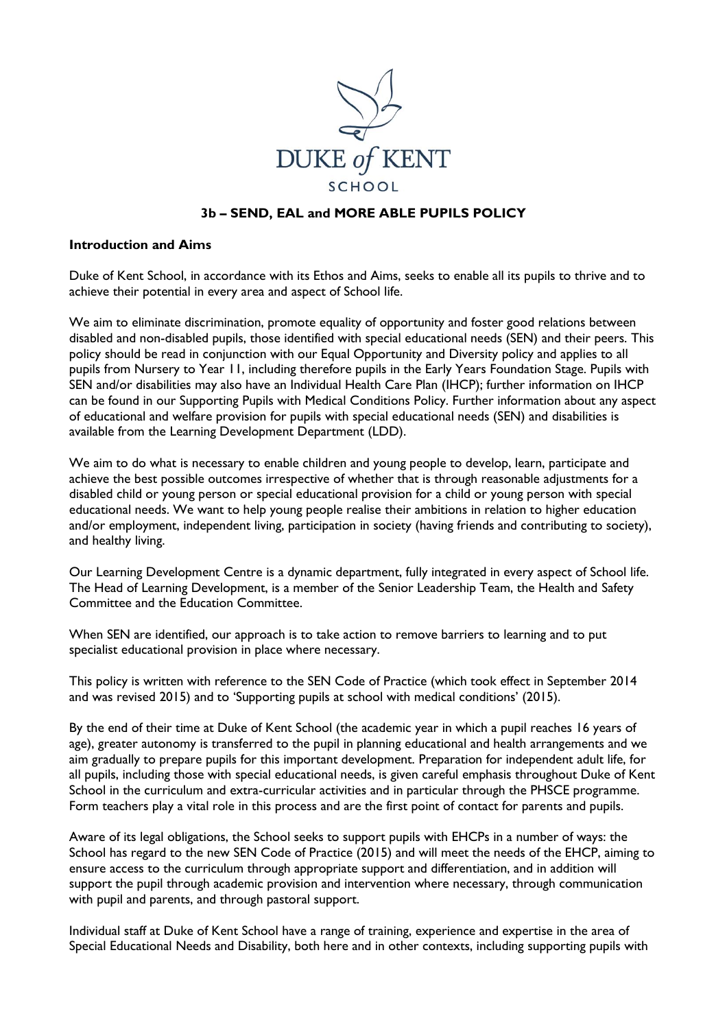# 3b – SEND, EAL and MORE ABLE PUPILS POLICY

## Introduction and Aims

Duke of Kent School, in accordance with its Ethos and Aims, seeks to enable all its pupils to thrive and to achieve their potential in every area and aspect of School life.

We aim to eliminate discrimination, promote equality of opportunity and foster good relations between disabled and non-disabled pupils, those identified with special educational needs (SEN) and their peers. This policy should be read in conjunction with our Equal Opportunity and Diversity policy and applies to all pupils from Nursery to Year 11, including therefore pupils in the Early Years Foundation Stage. Pupils with SEN and/or disabilities may also have an Individual Health Care Plan (IHCP); further information on IHCP can be found in our Supporting Pupils with Medical Conditions Policy. Further information about any aspect of educational and welfare provision for pupils with special educational needs (SEN) and disabilities is available from the Learning Development Department (LDD).

We aim to do what is necessary to enable children and young people to develop, learn, participate and achieve the best possible outcomes irrespective of whether that is through reasonable adjustments for a disabled child or young person or special educational provision for a child or young person with special educational needs. We want to help young people realise their ambitions in relation to higher education and/or employment, independent living, participation in society (having friends and contributing to society), and healthy living.

Our Learning Development Centre is a dynamic department, fully integrated in every aspect of School life. The Head of Learning Development, is a member of the Senior Leadership Team, the Health and Safety Committee and the Education Committee.

When SEN are identified, our approach is to take action to remove barriers to learning and to put specialist educational provision in place where necessary.

This policy is written with reference to the SEN Code of Practice (which took effect in September 2014 and was revised 2015) and to 'Supporting pupils at school with medical conditions' (2015).

By the end of their time at Duke of Kent School (the academic year in which a pupil reaches 16 years of age), greater autonomy is transferred to the pupil in planning educational and health arrangements and we aim gradually to prepare pupils for this important development. Preparation for independent adult life, for all pupils, including those with special educational needs, is given careful emphasis throughout Duke of Kent School in the curriculum and extra-curricular activities and in particular through the PHSCE programme. Form teachers play a vital role in this process and are the first point of contact for parents and pupils.

Aware of its legal obligations, the School seeks to support pupils with EHCPs in a number of ways: the School has regard to the new SEN Code of Practice (2015) and will meet the needs of the EHCP, aiming to ensure access to the curriculum through appropriate support and differentiation, and in addition will support the pupil through academic provision and intervention where necessary, through communication with pupil and parents, and through pastoral support.

Individual staff at Duke of Kent School have a range of training, experience and expertise in the area of Special Educational Needs and Disability, both here and in other contexts, including supporting pupils with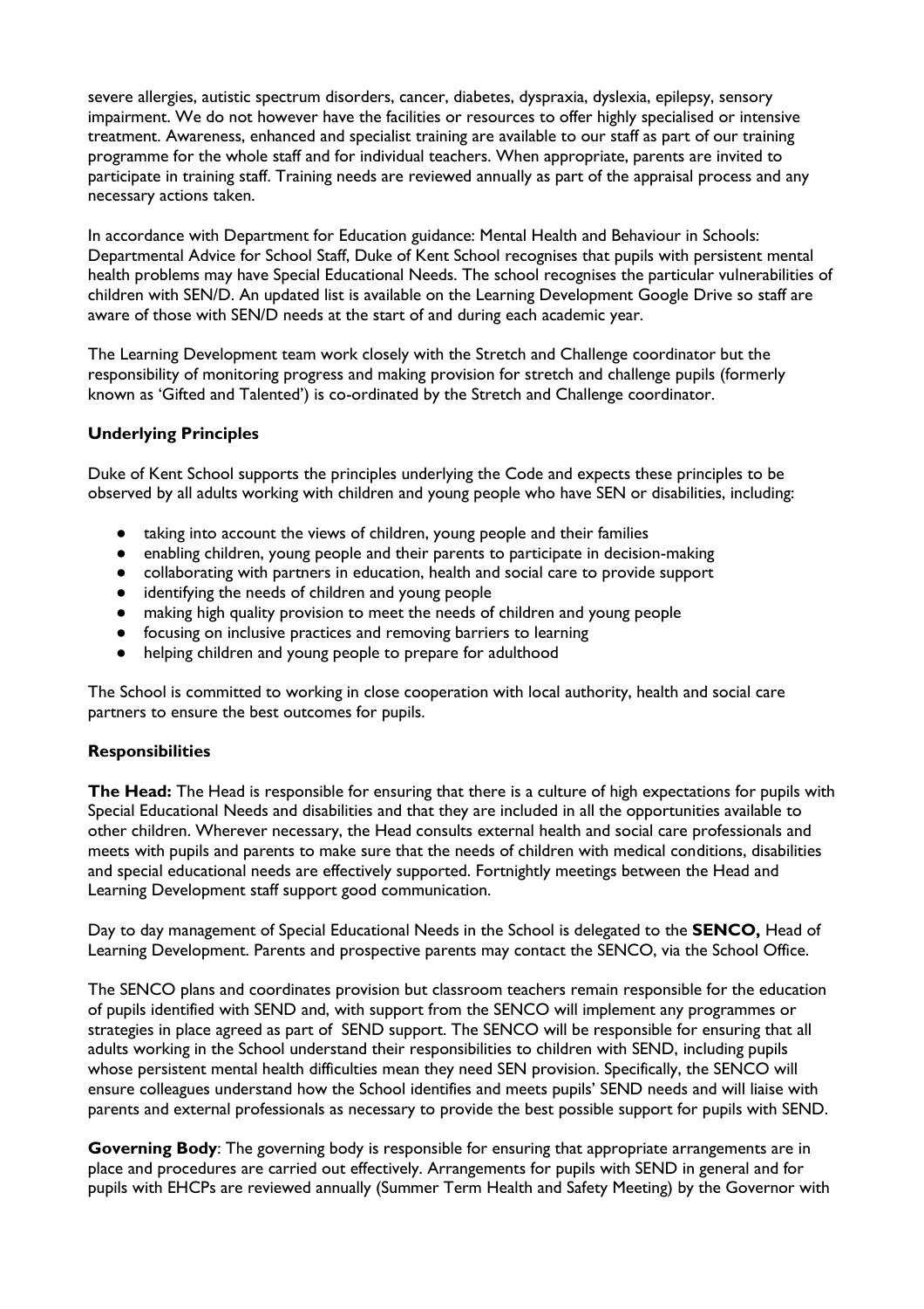severe allergies, autistic spectrum disorders, cancer, diabetes, dyspraxia, dyslexia, epilepsy, sensory impairment. We do not however have the facilities or resources to offer highly specialised or intensive treatment. Awareness, enhanced and specialist training are available to our staff as part of our training programme for the whole staff and for individual teachers. When appropriate, parents are invited to participate in training staff. Training needs are reviewed annually as part of the appraisal process and any necessary actions taken.

In accordance with Department for Education guidance: Mental Health and Behaviour in Schools: Departmental Advice for School Staff, Duke of Kent School recognises that pupils with persistent mental health problems may have Special Educational Needs. The school recognises the particular vulnerabilities of children with SEN/D. An updated list is available on the Learning Development Google Drive so staff are aware of those with SEN/D needs at the start of and during each academic year.

The Learning Development team work closely with the Stretch and Challenge coordinator but the responsibility of monitoring progress and making provision for stretch and challenge pupils (formerly known as 'Gifted and Talented') is co-ordinated by the Stretch and Challenge coordinator.

**Underlying Principles**

Duke of Kent School supports the principles underlying the Code and expects these principles to be observed by all adults working with children and young people who have SEN or disabilities, including:

- taking into account the views of children, young people and their families
- enabling children, young people and their parents to participate in decision-making
- collaborating with partners in education, health and social care to provide support
- identifying the needs of children and young people
- making high quality provision to meet the needs of children and young people
- focusing on inclusive practices and removing barriers to learning
- helping children and young people to prepare for adulthood

The School is committed to working in close cooperation with local authority, health and social care partners to ensure the best outcomes for pupils.

**Responsibilities**

**The Head:** The Head is responsible for ensuring that there is a culture of high expectations for pupils with Special Educational Needs and disabilities and that they are included in all the opportunities available to other children. Wherever necessary, the Head consults external health and social care professionals and meets with pupils and parents to make sure that the needs of children with medical conditions, disabilities and special educational needs are effectively supported. Fortnightly meetings between the Head and Learning Development staff support good communication.

Day to day management of Special Educational Needs in the School is delegated to the **SENCO,** Head of Learning Development. Parents and prospective parents may contact the SENCO, via the School Office.

The SENCO plans and coordinates provision but classroom teachers remain responsible for the education of pupils identified with SEND and, with support from the SENCO will implement any programmes or strategies in place agreed as part of SEND support. The SENCO will be responsible for ensuring that all adults working in the School understand their responsibilities to children with SEND, including pupils whose persistent mental health difficulties mean they need SEN provision. Specifically, the SENCO will ensure colleagues understand how the School identifies and meets pupils' SEND needs and will liaise with parents and external professionals as necessary to provide the best possible support for pupils with SEND.

**Governing Body**: The governing body is responsible for ensuring that appropriate arrangements are in place and procedures are carried out effectively. Arrangements for pupils with SEND in general and for pupils with EHCPs are reviewed annually (Summer Term Health and Safety Meeting) by the Governor with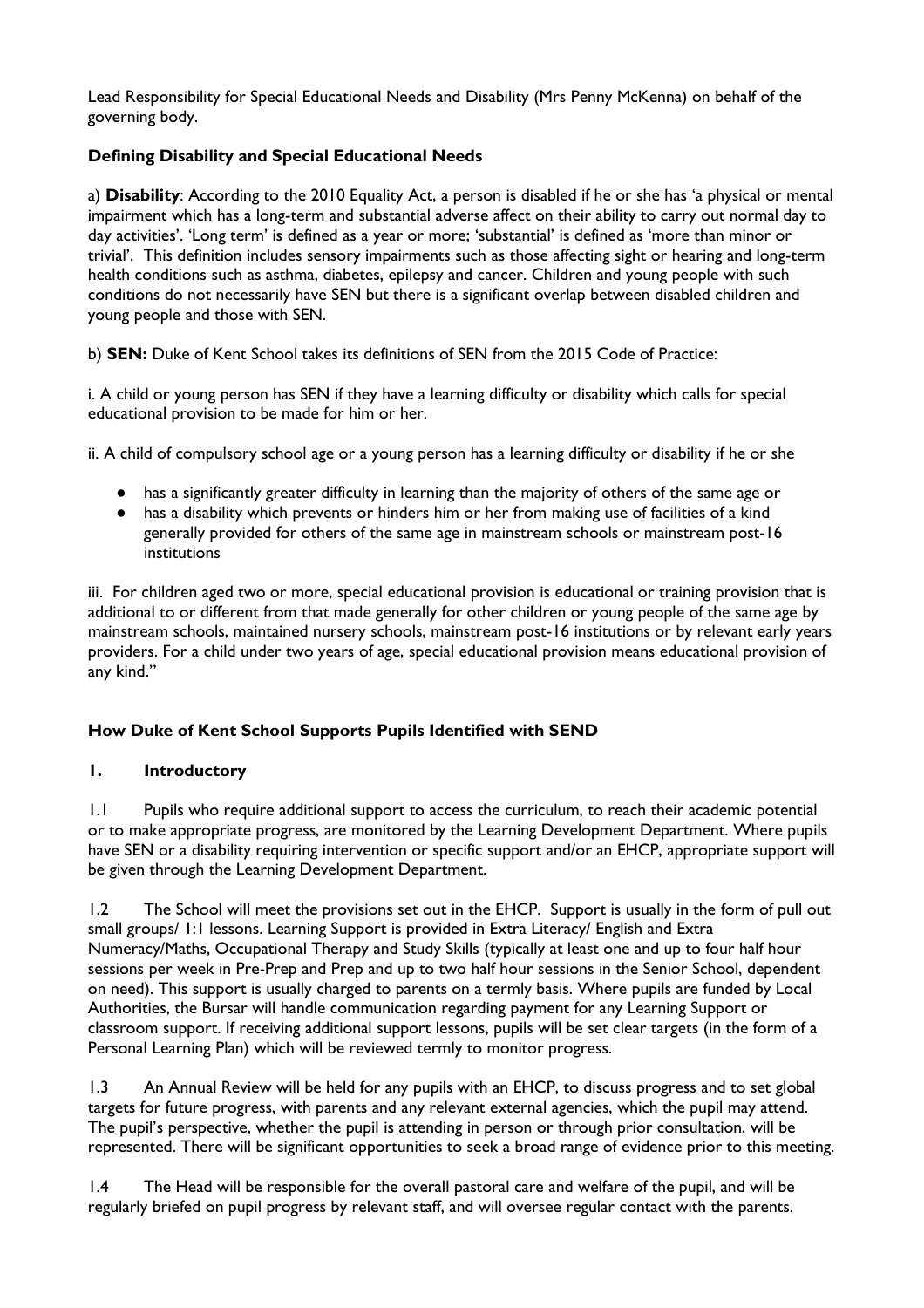Lead Responsibility for Special Educational Needs and Disability (Mrs Penny McKenna) on behalf of the governing body.

### Defining Disability and Special Educational Needs

a) **Disability**: According to the 2010 Equality Act, a person is disabled if he or she has 'a physical or mental impairment which has a long-term and substantial adverse affect on their ability to carry out normal day to day activities'. 'Long term' is defined as a year or more; 'substantial' is defined as 'more than minor or trivial'. This definition includes sensory impairments such as those affecting sight or hearing and long-term health conditions such as asthma, diabetes, epilepsy and cancer. Children and young people with such conditions do not necessarily have SEN but there is a significant overlap between disabled children and young people and those with SEN.

b) **SEN:** Duke of Kent School takes its definitions of SEN from the 2015 Code of Practice:

i. A child or young person has SEN if they have a learning difficulty or disability which calls for special educational provision to be made for him or her.

ii. A child of compulsory school age or a young person has a learning difficulty or disability if he or she

- has a significantly greater difficulty in learning than the majority of others of the same age or
- has a disability which prevents or hinders him or her from making use of facilities of a kind generally provided for others of the same age in mainstream schools or mainstream post-16 institutions

iii. For children aged two or more, special educational provision is educational or training provision that is additional to or different from that made generally for other children or young people of the same age by mainstream schools, maintained nursery schools, mainstream post-16 institutions or by relevant early years providers. For a child under two years of age, special educational provision means educational provision of any kind."

### How Duke of Kent School Supports Pupils Identified with SEND

#### 1. Introductory

1.1 Pupils who require additional support to access the curriculum, to reach their academic potential or to make appropriate progress, are monitored by the Learning Development Department. Where pupils have SEN or a disability requiring intervention or specific support and/or an EHCP, appropriate support will be given through the Learning Development Department.

1.2 The School will meet the provisions set out in the EHCP. Support is usually in the form of pull out small groups/ 1:1 lessons. Learning Support is provided in Extra Literacy/ English and Extra Numeracy/Maths, Occupational Therapy and Study Skills (typically at least one and up to four half hour sessions per week in Pre-Prep and Prep and up to two half hour sessions in the Senior School, dependent on need). This support is usually charged to parents on a termly basis. Where pupils are funded by Local Authorities, the Bursar will handle communication regarding payment for any Learning Support or classroom support. If receiving additional support lessons, pupils will be set clear targets (in the form of a Personal Learning Plan) which will be reviewed termly to monitor progress.

1.3 An Annual Review will be held for any pupils with an EHCP, to discuss progress and to set global targets for future progress, with parents and any relevant external agencies, which the pupil may attend. The pupil's perspective, whether the pupil is attending in person or through prior consultation, will be represented. There will be significant opportunities to seek a broad range of evidence prior to this meeting.

1.4 The Head will be responsible for the overall pastoral care and welfare of the pupil, and will be regularly briefed on pupil progress by relevant staff, and will oversee regular contact with the parents.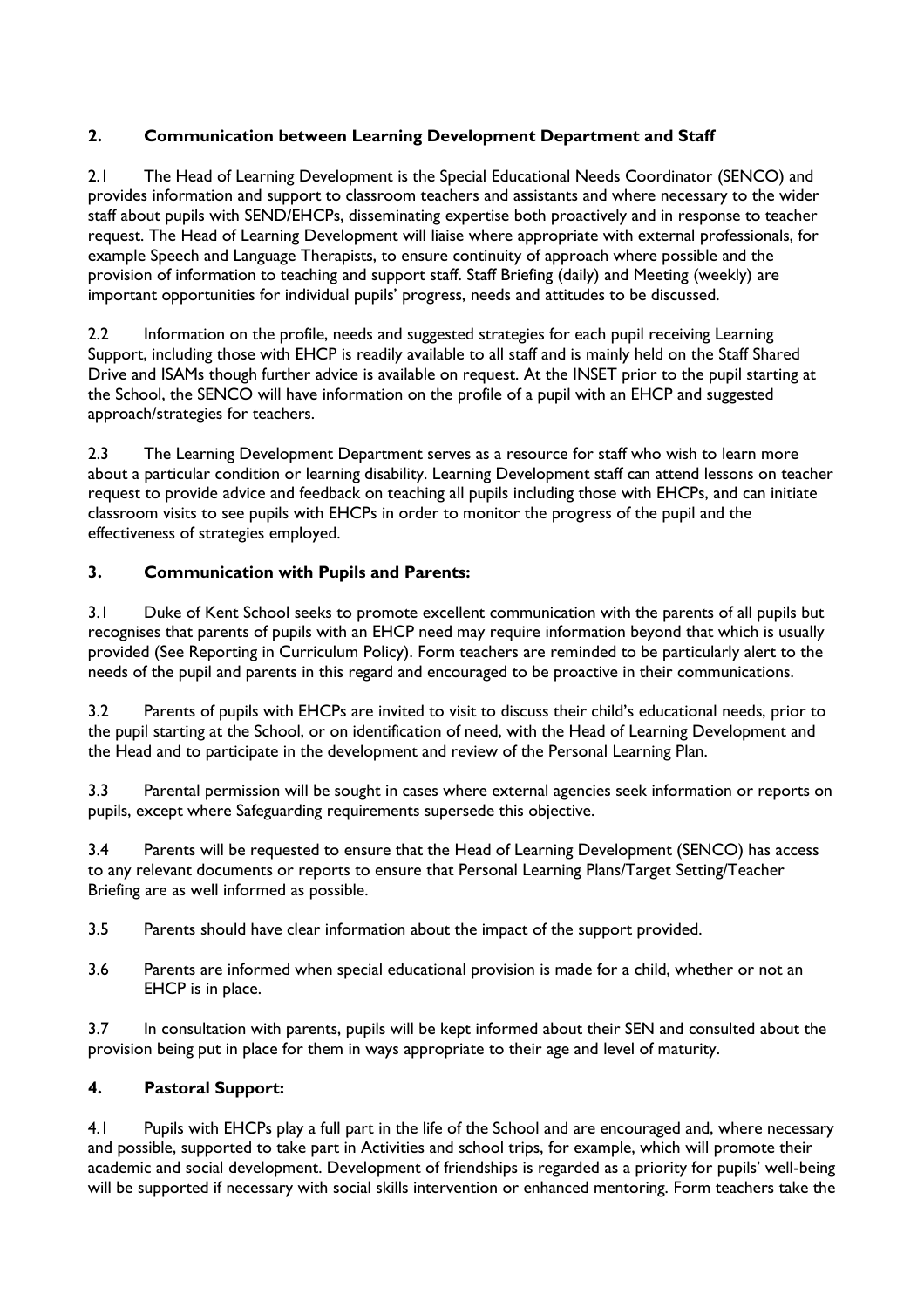## 2. Communication between Learning Development Department and Staff

2.1 The Head of Learning Development is the Special Educational Needs Coordinator (SENCO) and provides information and support to classroom teachers and assistants and where necessary to the wider staff about pupils with SEND/EHCPs, disseminating expertise both proactively and in response to teacher request. The Head of Learning Development will liaise where appropriate with external professionals, for example Speech and Language Therapists, to ensure continuity of approach where possible and the provision of information to teaching and support staff. Staff Briefing (daily) and Meeting (weekly) are important opportunities for individual pupils' progress, needs and attitudes to be discussed.

2.2 Information on the profile, needs and suggested strategies for each pupil receiving Learning Support, including those with EHCP is readily available to all staff and is mainly held on the Staff Shared Drive and ISAMs though further advice is available on request. At the INSET prior to the pupil starting at the School, the SENCO will have information on the profile of a pupil with an EHCP and suggested approach/strategies for teachers.

2.3 The Learning Development Department serves as a resource for staff who wish to learn more about a particular condition or learning disability. Learning Development staff can attend lessons on teacher request to provide advice and feedback on teaching all pupils including those with EHCPs, and can initiate classroom visits to see pupils with EHCPs in order to monitor the progress of the pupil and the effectiveness of strategies employed.

## 3. Communication with Pupils and Parents:

3.1 Duke of Kent School seeks to promote excellent communication with the parents of all pupils but recognises that parents of pupils with an EHCP need may require information beyond that which is usually provided (See Reporting in Curriculum Policy). Form teachers are reminded to be particularly alert to the needs of the pupil and parents in this regard and encouraged to be proactive in their communications.

3.2 Parents of pupils with EHCPs are invited to visit to discuss their child's educational needs, prior to the pupil starting at the School, or on identification of need, with the Head of Learning Development and the Head and to participate in the development and review of the Personal Learning Plan.

3.3 Parental permission will be sought in cases where external agencies seek information or reports on pupils, except where Safeguarding requirements supersede this objective.

3.4 Parents will be requested to ensure that the Head of Learning Development (SENCO) has access to any relevant documents or reports to ensure that Personal Learning Plans/Target Setting/Teacher Briefing are as well informed as possible.

3.5 Parents should have clear information about the impact of the support provided.

3.6 Parents are informed when special educational provision is made for a child, whether or not an EHCP is in place.

3.7 In consultation with parents, pupils will be kept informed about their SEN and consulted about the provision being put in place for them in ways appropriate to their age and level of maturity.

## 4. Pastoral Support:

4.1 Pupils with EHCPs play a full part in the life of the School and are encouraged and, where necessary and possible, supported to take part in Activities and school trips, for example, which will promote their academic and social development. Development of friendships is regarded as a priority for pupils' well-being will be supported if necessary with social skills intervention or enhanced mentoring. Form teachers take the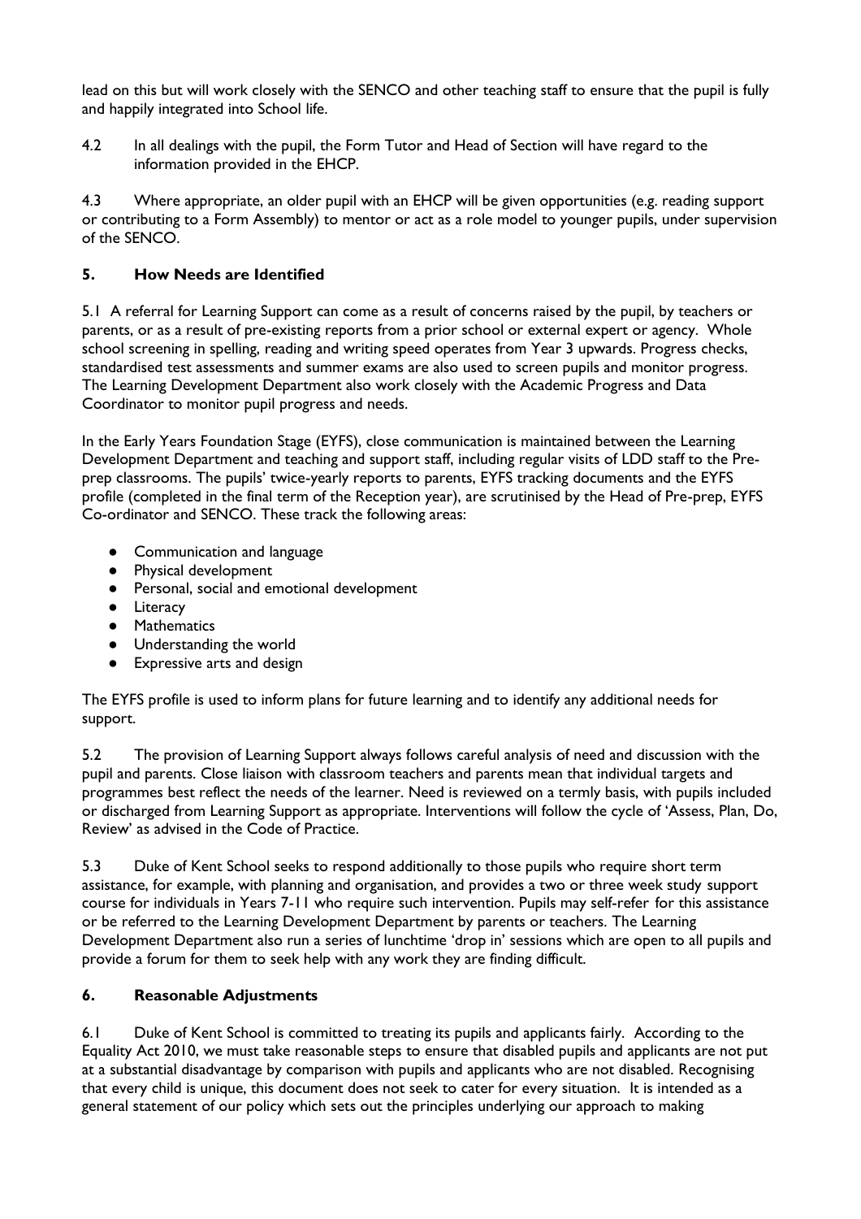lead on this but will work closely with the SENCO and other teaching staff to ensure that the pupil is fully and happily integrated into School life.

4.2 In all dealings with the pupil, the Form Tutor and Head of Section will have regard to the information provided in the EHCP.

4.3 Where appropriate, an older pupil with an EHCP will be given opportunities (e.g. reading support or contributing to a Form Assembly) to mentor or act as a role model to younger pupils, under supervision of the SENCO.

## 5. How Needs are Identified

5.1 A referral for Learning Support can come as a result of concerns raised by the pupil, by teachers or parents, or as a result of pre-existing reports from a prior school or external expert or agency. Whole school screening in spelling, reading and writing speed operates from Year 3 upwards. Progress checks, standardised test assessments and summer exams are also used to screen pupils and monitor progress. The Learning Development Department also work closely with the Academic Progress and Data Coordinator to monitor pupil progress and needs.

In the Early Years Foundation Stage (EYFS), close communication is maintained between the Learning Development Department and teaching and support staff, including regular visits of LDD staff to the Pre-prep classrooms. The pupils' twice-yearly reports to parents, EYFS tracking documents and the EYFS profile (completed in the final term of the Reception year), are scrutinised by the Head of Pre-prep, EYFS Co-ordinator and SENCO. These track the following areas:

- Communication and language
- Physical development
- Personal, social and emotional development
- Literacy
- Mathematics
- Understanding the world
- Expressive arts and design

The EYFS profile is used to inform plans for future learning and to identify any additional needs for support.

5.2 The provision of Learning Support always follows careful analysis of need and discussion with the pupil and parents. Close liaison with classroom teachers and parents mean that individual targets and programmes best reflect the needs of the learner. Need is reviewed on a termly basis, with pupils included or discharged from Learning Support as appropriate. Interventions will follow the cycle of 'Assess, Plan, Do, Review' as advised in the Code of Practice.

5.3 Duke of Kent School seeks to respond additionally to those pupils who require short term assistance, for example, with planning and organisation, and provides a two or three week study support course for individuals in Years 7-11 who require such intervention. Pupils may self-refer for this assistance or be referred to the Learning Development Department by parents or teachers. The Learning Development Department also run a series of lunchtime 'drop in' sessions which are open to all pupils and provide a forum for them to seek help with any work they are finding difficult.

## 6. Reasonable Adjustments

6.1 Duke of Kent School is committed to treating its pupils and applicants fairly. According to the Equality Act 2010, we must take reasonable steps to ensure that disabled pupils and applicants are not put at a substantial disadvantage by comparison with pupils and applicants who are not disabled. Recognising that every child is unique, this document does not seek to cater for every situation. It is intended as a general statement of our policy which sets out the principles underlying our approach to making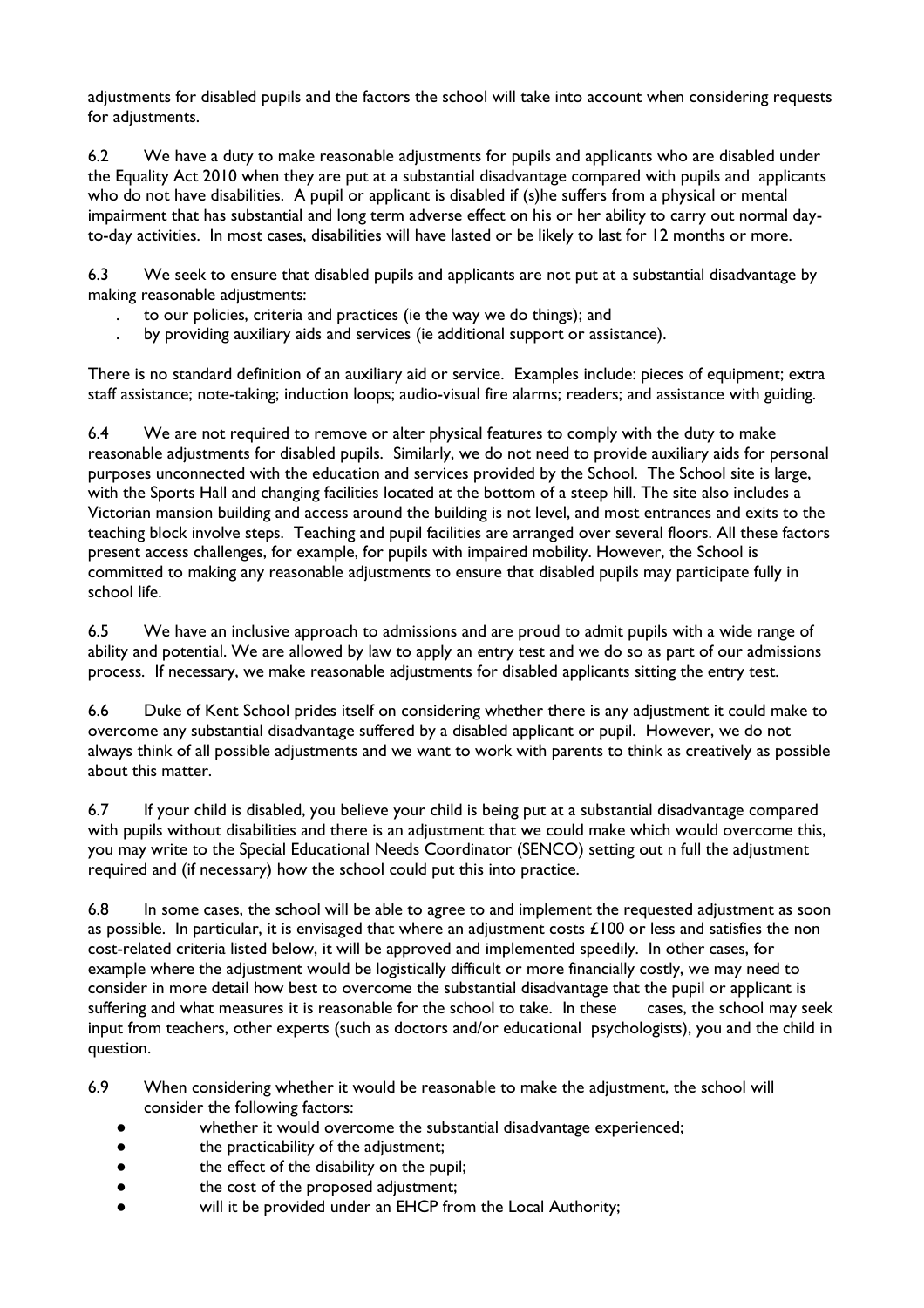adjustments for disabled pupils and the factors the school will take into account when considering requests for adjustments.

6.2 We have a duty to make reasonable adjustments for pupils and applicants who are disabled under the Equality Act 2010 when they are put at a substantial disadvantage compared with pupils and applicants who do not have disabilities. A pupil or applicant is disabled if (s)he suffers from a physical or mental impairment that has substantial and long term adverse effect on his or her ability to carry out normal day-to-day activities. In most cases, disabilities will have lasted or be likely to last for 12 months or more.

6.3 We seek to ensure that disabled pupils and applicants are not put at a substantial disadvantage by making reasonable adjustments:

- to our policies, criteria and practices (ie the way we do things); and
- by providing auxiliary aids and services (ie additional support or assistance).

There is no standard definition of an auxiliary aid or service. Examples include: pieces of equipment; extra staff assistance; note-taking; induction loops; audio-visual fire alarms; readers; and assistance with guiding.

6.4 We are not required to remove or alter physical features to comply with the duty to make reasonable adjustments for disabled pupils. Similarly, we do not need to provide auxiliary aids for personal purposes unconnected with the education and services provided by the School. The School site is large, with the Sports Hall and changing facilities located at the bottom of a steep hill. The site also includes a Victorian mansion building and access around the building is not level, and most entrances and exits to the teaching block involve steps. Teaching and pupil facilities are arranged over several floors. All these factors present access challenges, for example, for pupils with impaired mobility. However, the School is committed to making any reasonable adjustments to ensure that disabled pupils may participate fully in school life.

6.5 We have an inclusive approach to admissions and are proud to admit pupils with a wide range of ability and potential. We are allowed by law to apply an entry test and we do so as part of our admissions process. If necessary, we make reasonable adjustments for disabled applicants sitting the entry test.

6.6 Duke of Kent School prides itself on considering whether there is any adjustment it could make to overcome any substantial disadvantage suffered by a disabled applicant or pupil. However, we do not always think of all possible adjustments and we want to work with parents to think as creatively as possible about this matter.

6.7 If your child is disabled, you believe your child is being put at a substantial disadvantage compared with pupils without disabilities and there is an adjustment that we could make which would overcome this, you may write to the Special Educational Needs Coordinator (SENCO) setting out n full the adjustment required and (if necessary) how the school could put this into practice.

6.8 In some cases, the school will be able to agree to and implement the requested adjustment as soon as possible. In particular, it is envisaged that where an adjustment costs £100 or less and satisfies the non cost-related criteria listed below, it will be approved and implemented speedily. In other cases, for example where the adjustment would be logistically difficult or more financially costly, we may need to consider in more detail how best to overcome the substantial disadvantage that the pupil or applicant is suffering and what measures it is reasonable for the school to take. In these cases, the school may seek input from teachers, other experts (such as doctors and/or educational psychologists), you and the child in question.

6.9 When considering whether it would be reasonable to make the adjustment, the school will consider the following factors:

- whether it would overcome the substantial disadvantage experienced;
- the practicability of the adjustment;
- the effect of the disability on the pupil;
- the cost of the proposed adjustment;
- will it be provided under an EHCP from the Local Authority;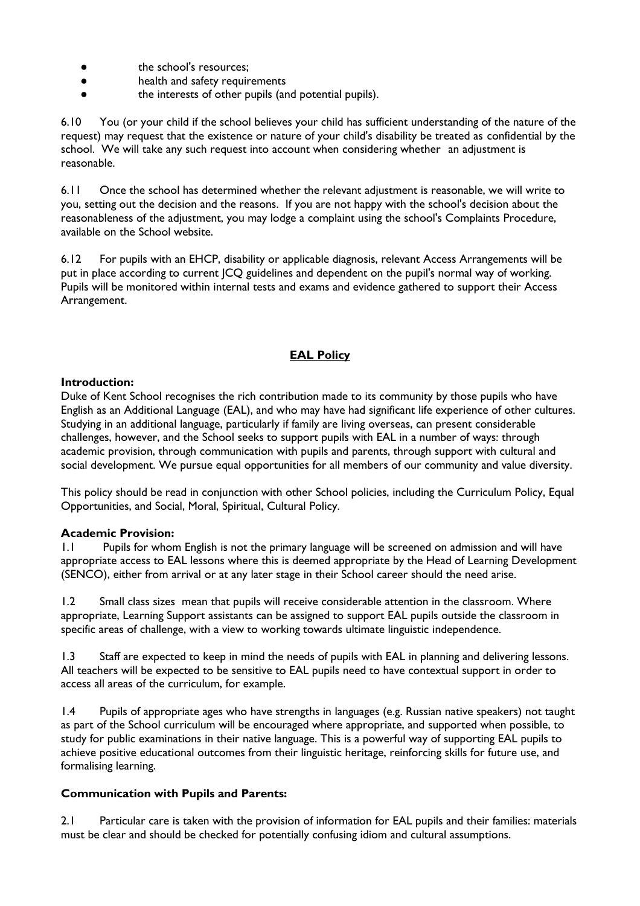- the school's resources;
- health and safety requirements
- the interests of other pupils (and potential pupils).

6.10 You (or your child if the school believes your child has sufficient understanding of the nature of the request) may request that the existence or nature of your child's disability be treated as confidential by the school. We will take any such request into account when considering whether an adjustment is reasonable.

6.11 Once the school has determined whether the relevant adjustment is reasonable, we will write to you, setting out the decision and the reasons. If you are not happy with the school's decision about the reasonableness of the adjustment, you may lodge a complaint using the school's Complaints Procedure, available on the School website.

6.12 For pupils with an EHCP, disability or applicable diagnosis, relevant Access Arrangements will be put in place according to current JCQ guidelines and dependent on the pupil's normal way of working. Pupils will be monitored within internal tests and exams and evidence gathered to support their Access Arrangement.

## EAL Policy

**Introduction:**

Duke of Kent School recognises the rich contribution made to its community by those pupils who have English as an Additional Language (EAL), and who may have had significant life experience of other cultures. Studying in an additional language, particularly if family are living overseas, can present considerable challenges, however, and the School seeks to support pupils with EAL in a number of ways: through academic provision, through communication with pupils and parents, through support with cultural and social development. We pursue equal opportunities for all members of our community and value diversity.

This policy should be read in conjunction with other School policies, including the Curriculum Policy, Equal Opportunities, and Social, Moral, Spiritual, Cultural Policy.

**Academic Provision:**

1.1 Pupils for whom English is not the primary language will be screened on admission and will have appropriate access to EAL lessons where this is deemed appropriate by the Head of Learning Development (SENCO), either from arrival or at any later stage in their School career should the need arise.

1.2 Small class sizes mean that pupils will receive considerable attention in the classroom. Where appropriate, Learning Support assistants can be assigned to support EAL pupils outside the classroom in specific areas of challenge, with a view to working towards ultimate linguistic independence.

1.3 Staff are expected to keep in mind the needs of pupils with EAL in planning and delivering lessons. All teachers will be expected to be sensitive to EAL pupils need to have contextual support in order to access all areas of the curriculum, for example.

1.4 Pupils of appropriate ages who have strengths in languages (e.g. Russian native speakers) not taught as part of the School curriculum will be encouraged where appropriate, and supported when possible, to study for public examinations in their native language. This is a powerful way of supporting EAL pupils to achieve positive educational outcomes from their linguistic heritage, reinforcing skills for future use, and formalising learning.

**Communication with Pupils and Parents:**

2.1 Particular care is taken with the provision of information for EAL pupils and their families: materials must be clear and should be checked for potentially confusing idiom and cultural assumptions.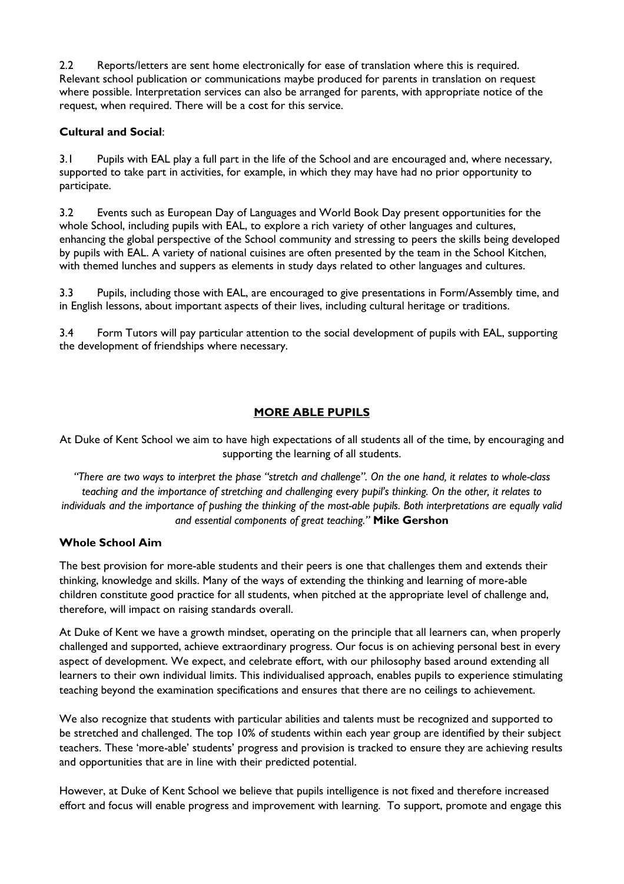2.2 Reports/letters are sent home electronically for ease of translation where this is required. Relevant school publication or communications maybe produced for parents in translation on request where possible. Interpretation services can also be arranged for parents, with appropriate notice of the request, when required. There will be a cost for this service.

**Cultural and Social**:

3.1 Pupils with EAL play a full part in the life of the School and are encouraged and, where necessary, supported to take part in activities, for example, in which they may have had no prior opportunity to participate.

3.2 Events such as European Day of Languages and World Book Day present opportunities for the whole School, including pupils with EAL, to explore a rich variety of other languages and cultures, enhancing the global perspective of the School community and stressing to peers the skills being developed by pupils with EAL. A variety of national cuisines are often presented by the team in the School Kitchen, with themed lunches and suppers as elements in study days related to other languages and cultures.

3.3 Pupils, including those with EAL, are encouraged to give presentations in Form/Assembly time, and in English lessons, about important aspects of their lives, including cultural heritage or traditions.

3.4 Form Tutors will pay particular attention to the social development of pupils with EAL, supporting the development of friendships where necessary.

## MORE ABLE PUPILS

At Duke of Kent School we aim to have high expectations of all students all of the time, by encouraging and supporting the learning of all students.

*"There are two ways to interpret the phase "stretch and challenge". On the one hand, it relates to whole-class teaching and the importance of stretching and challenging every pupil's thinking. On the other, it relates to individuals and the importance of pushing the thinking of the most-able pupils. Both interpretations are equally valid and essential components of great teaching."* **Mike Gershon**

### Whole School Aim

The best provision for more-able students and their peers is one that challenges them and extends their thinking, knowledge and skills. Many of the ways of extending the thinking and learning of more-able children constitute good practice for all students, when pitched at the appropriate level of challenge and, therefore, will impact on raising standards overall.

At Duke of Kent we have a growth mindset, operating on the principle that all learners can, when properly challenged and supported, achieve extraordinary progress. Our focus is on achieving personal best in every aspect of development. We expect, and celebrate effort, with our philosophy based around extending all learners to their own individual limits. This individualised approach, enables pupils to experience stimulating teaching beyond the examination specifications and ensures that there are no ceilings to achievement.

We also recognize that students with particular abilities and talents must be recognized and supported to be stretched and challenged. The top 10% of students within each year group are identified by their subject teachers. These 'more-able' students' progress and provision is tracked to ensure they are achieving results and opportunities that are in line with their predicted potential.

However, at Duke of Kent School we believe that pupils intelligence is not fixed and therefore increased effort and focus will enable progress and improvement with learning. To support, promote and engage this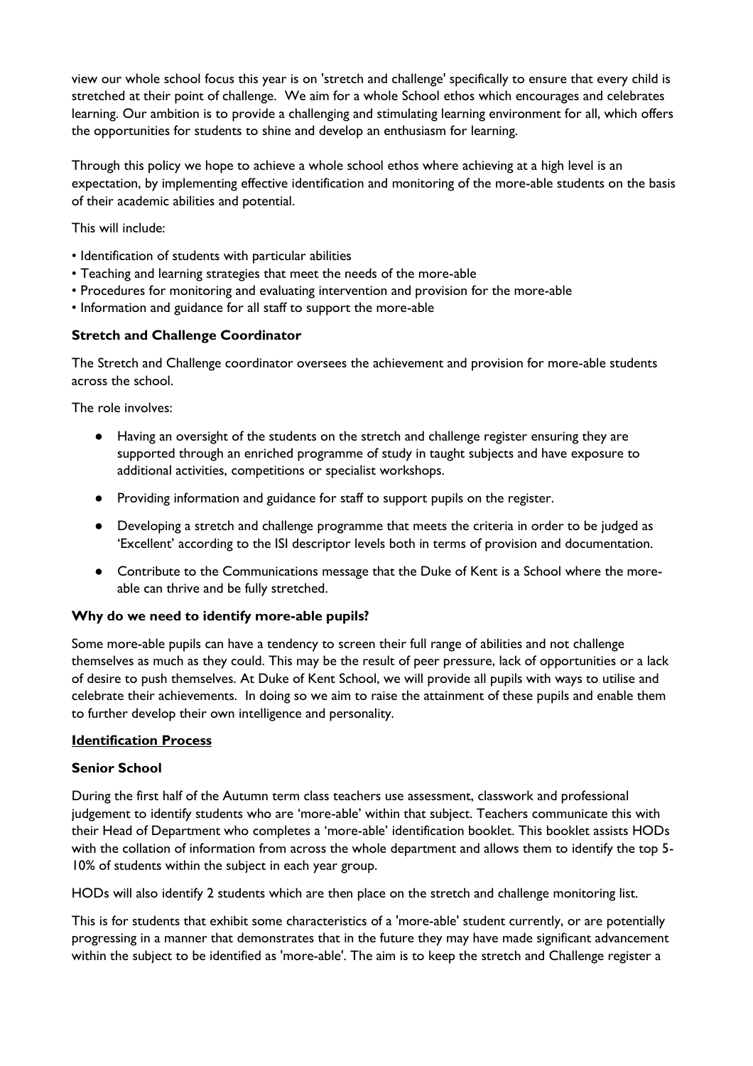view our whole school focus this year is on 'stretch and challenge' specifically to ensure that every child is stretched at their point of challenge. We aim for a whole School ethos which encourages and celebrates learning. Our ambition is to provide a challenging and stimulating learning environment for all, which offers the opportunities for students to shine and develop an enthusiasm for learning.

Through this policy we hope to achieve a whole school ethos where achieving at a high level is an expectation, by implementing effective identification and monitoring of the more-able students on the basis of their academic abilities and potential.

This will include:

- Identification of students with particular abilities
- Teaching and learning strategies that meet the needs of the more-able
- Procedures for monitoring and evaluating intervention and provision for the more-able
- Information and guidance for all staff to support the more-able

**Stretch and Challenge Coordinator**

The Stretch and Challenge coordinator oversees the achievement and provision for more-able students across the school.

The role involves:

- Having an oversight of the students on the stretch and challenge register ensuring they are supported through an enriched programme of study in taught subjects and have exposure to additional activities, competitions or specialist workshops.
- Providing information and guidance for staff to support pupils on the register.
- Developing a stretch and challenge programme that meets the criteria in order to be judged as 'Excellent' according to the ISI descriptor levels both in terms of provision and documentation.
- Contribute to the Communications message that the Duke of Kent is a School where the more-able can thrive and be fully stretched.

**Why do we need to identify more-able pupils?**

Some more-able pupils can have a tendency to screen their full range of abilities and not challenge themselves as much as they could. This may be the result of peer pressure, lack of opportunities or a lack of desire to push themselves. At Duke of Kent School, we will provide all pupils with ways to utilise and celebrate their achievements. In doing so we aim to raise the attainment of these pupils and enable them to further develop their own intelligence and personality.

**Identification Process**

**Senior School**

During the first half of the Autumn term class teachers use assessment, classwork and professional judgement to identify students who are 'more-able' within that subject. Teachers communicate this with their Head of Department who completes a 'more-able' identification booklet. This booklet assists HODs with the collation of information from across the whole department and allows them to identify the top 5-10% of students within the subject in each year group.

HODs will also identify 2 students which are then place on the stretch and challenge monitoring list.

This is for students that exhibit some characteristics of a 'more-able' student currently, or are potentially progressing in a manner that demonstrates that in the future they may have made significant advancement within the subject to be identified as 'more-able'. The aim is to keep the stretch and Challenge register a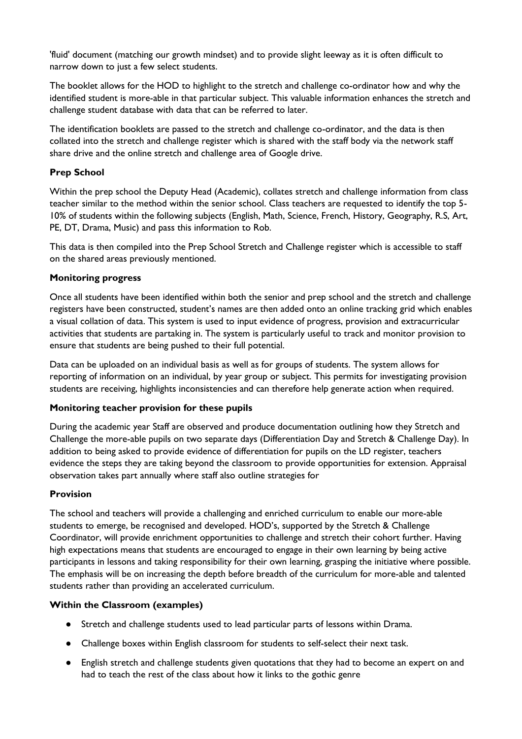'fluid' document (matching our growth mindset) and to provide slight leeway as it is often difficult to narrow down to just a few select students.

The booklet allows for the HOD to highlight to the stretch and challenge co-ordinator how and why the identified student is more-able in that particular subject. This valuable information enhances the stretch and challenge student database with data that can be referred to later.

The identification booklets are passed to the stretch and challenge co-ordinator, and the data is then collated into the stretch and challenge register which is shared with the staff body via the network staff share drive and the online stretch and challenge area of Google drive.

**Prep School**

Within the prep school the Deputy Head (Academic), collates stretch and challenge information from class teacher similar to the method within the senior school. Class teachers are requested to identify the top 5-10% of students within the following subjects (English, Math, Science, French, History, Geography, R.S, Art, PE, DT, Drama, Music) and pass this information to Rob.

This data is then compiled into the Prep School Stretch and Challenge register which is accessible to staff on the shared areas previously mentioned.

**Monitoring progress**

Once all students have been identified within both the senior and prep school and the stretch and challenge registers have been constructed, student's names are then added onto an online tracking grid which enables a visual collation of data. This system is used to input evidence of progress, provision and extracurricular activities that students are partaking in. The system is particularly useful to track and monitor provision to ensure that students are being pushed to their full potential.

Data can be uploaded on an individual basis as well as for groups of students. The system allows for reporting of information on an individual, by year group or subject. This permits for investigating provision students are receiving, highlights inconsistencies and can therefore help generate action when required.

**Monitoring teacher provision for these pupils**

During the academic year Staff are observed and produce documentation outlining how they Stretch and Challenge the more-able pupils on two separate days (Differentiation Day and Stretch & Challenge Day). In addition to being asked to provide evidence of differentiation for pupils on the LD register, teachers evidence the steps they are taking beyond the classroom to provide opportunities for extension. Appraisal observation takes part annually where staff also outline strategies for

**Provision**

The school and teachers will provide a challenging and enriched curriculum to enable our more-able students to emerge, be recognised and developed. HOD's, supported by the Stretch & Challenge Coordinator, will provide enrichment opportunities to challenge and stretch their cohort further. Having high expectations means that students are encouraged to engage in their own learning by being active participants in lessons and taking responsibility for their own learning, grasping the initiative where possible. The emphasis will be on increasing the depth before breadth of the curriculum for more-able and talented students rather than providing an accelerated curriculum.

**Within the Classroom (examples)**

- Stretch and challenge students used to lead particular parts of lessons within Drama.
- Challenge boxes within English classroom for students to self-select their next task.
- English stretch and challenge students given quotations that they had to become an expert on and had to teach the rest of the class about how it links to the gothic genre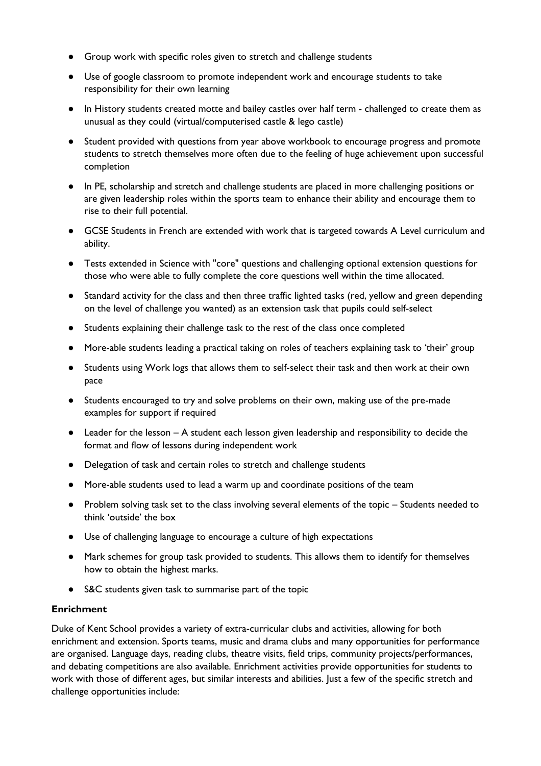- Group work with specific roles given to stretch and challenge students
- Use of google classroom to promote independent work and encourage students to take responsibility for their own learning
- In History students created motte and bailey castles over half term - challenged to create them as unusual as they could (virtual/computerised castle & lego castle)
- Student provided with questions from year above workbook to encourage progress and promote students to stretch themselves more often due to the feeling of huge achievement upon successful completion
- In PE, scholarship and stretch and challenge students are placed in more challenging positions or are given leadership roles within the sports team to enhance their ability and encourage them to rise to their full potential.
- GCSE Students in French are extended with work that is targeted towards A Level curriculum and ability.
- Tests extended in Science with "core" questions and challenging optional extension questions for those who were able to fully complete the core questions well within the time allocated.
- Standard activity for the class and then three traffic lighted tasks (red, yellow and green depending on the level of challenge you wanted) as an extension task that pupils could self-select
- Students explaining their challenge task to the rest of the class once completed
- More-able students leading a practical taking on roles of teachers explaining task to 'their' group
- Students using Work logs that allows them to self-select their task and then work at their own pace
- Students encouraged to try and solve problems on their own, making use of the pre-made examples for support if required
- Leader for the lesson – A student each lesson given leadership and responsibility to decide the format and flow of lessons during independent work
- Delegation of task and certain roles to stretch and challenge students
- More-able students used to lead a warm up and coordinate positions of the team
- Problem solving task set to the class involving several elements of the topic – Students needed to think 'outside' the box
- Use of challenging language to encourage a culture of high expectations
- Mark schemes for group task provided to students. This allows them to identify for themselves how to obtain the highest marks.
- S&C students given task to summarise part of the topic

**Enrichment**

Duke of Kent School provides a variety of extra-curricular clubs and activities, allowing for both enrichment and extension. Sports teams, music and drama clubs and many opportunities for performance are organised. Language days, reading clubs, theatre visits, field trips, community projects/performances, and debating competitions are also available. Enrichment activities provide opportunities for students to work with those of different ages, but similar interests and abilities. Just a few of the specific stretch and challenge opportunities include: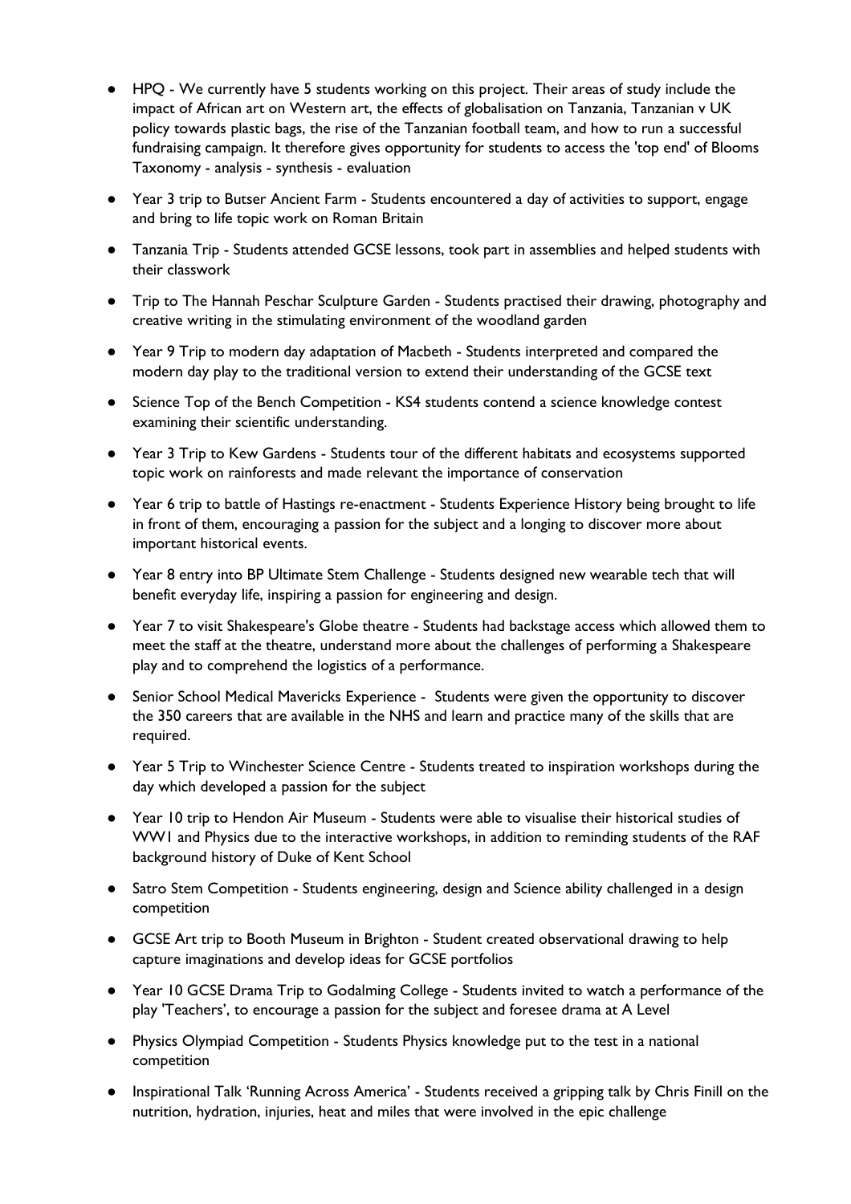- HPQ - We currently have 5 students working on this project. Their areas of study include the impact of African art on Western art, the effects of globalisation on Tanzania, Tanzanian v UK policy towards plastic bags, the rise of the Tanzanian football team, and how to run a successful fundraising campaign. It therefore gives opportunity for students to access the 'top end' of Blooms Taxonomy - analysis - synthesis - evaluation
- Year 3 trip to Butser Ancient Farm - Students encountered a day of activities to support, engage and bring to life topic work on Roman Britain
- Tanzania Trip - Students attended GCSE lessons, took part in assemblies and helped students with their classwork
- Trip to The Hannah Peschar Sculpture Garden - Students practised their drawing, photography and creative writing in the stimulating environment of the woodland garden
- Year 9 Trip to modern day adaptation of Macbeth - Students interpreted and compared the modern day play to the traditional version to extend their understanding of the GCSE text
- Science Top of the Bench Competition - KS4 students contend a science knowledge contest examining their scientific understanding.
- Year 3 Trip to Kew Gardens - Students tour of the different habitats and ecosystems supported topic work on rainforests and made relevant the importance of conservation
- Year 6 trip to battle of Hastings re-enactment - Students Experience History being brought to life in front of them, encouraging a passion for the subject and a longing to discover more about important historical events.
- Year 8 entry into BP Ultimate Stem Challenge - Students designed new wearable tech that will benefit everyday life, inspiring a passion for engineering and design.
- Year 7 to visit Shakespeare's Globe theatre - Students had backstage access which allowed them to meet the staff at the theatre, understand more about the challenges of performing a Shakespeare play and to comprehend the logistics of a performance.
- Senior School Medical Mavericks Experience - Students were given the opportunity to discover the 350 careers that are available in the NHS and learn and practice many of the skills that are required.
- Year 5 Trip to Winchester Science Centre - Students treated to inspiration workshops during the day which developed a passion for the subject
- Year 10 trip to Hendon Air Museum - Students were able to visualise their historical studies of WW1 and Physics due to the interactive workshops, in addition to reminding students of the RAF background history of Duke of Kent School
- Satro Stem Competition - Students engineering, design and Science ability challenged in a design competition
- GCSE Art trip to Booth Museum in Brighton - Student created observational drawing to help capture imaginations and develop ideas for GCSE portfolios
- Year 10 GCSE Drama Trip to Godalming College - Students invited to watch a performance of the play 'Teachers', to encourage a passion for the subject and foresee drama at A Level
- Physics Olympiad Competition - Students Physics knowledge put to the test in a national competition
- Inspirational Talk 'Running Across America' - Students received a gripping talk by Chris Finill on the nutrition, hydration, injuries, heat and miles that were involved in the epic challenge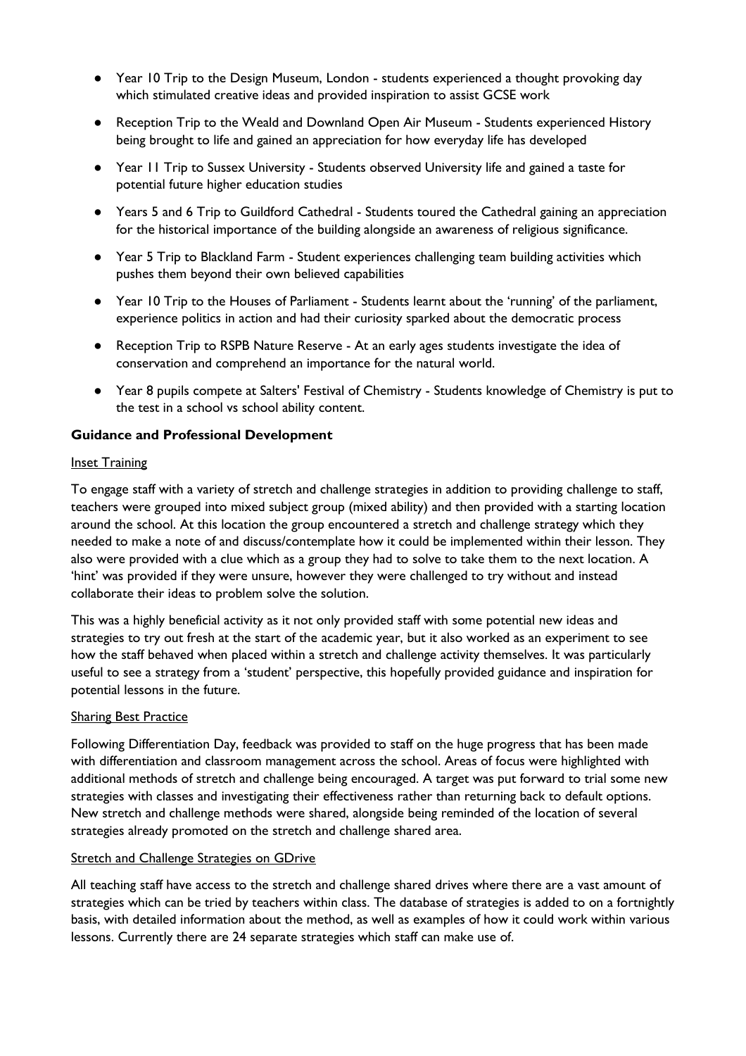- Year 10 Trip to the Design Museum, London - students experienced a thought provoking day which stimulated creative ideas and provided inspiration to assist GCSE work
- Reception Trip to the Weald and Downland Open Air Museum - Students experienced History being brought to life and gained an appreciation for how everyday life has developed
- Year 11 Trip to Sussex University - Students observed University life and gained a taste for potential future higher education studies
- Years 5 and 6 Trip to Guildford Cathedral - Students toured the Cathedral gaining an appreciation for the historical importance of the building alongside an awareness of religious significance.
- Year 5 Trip to Blackland Farm - Student experiences challenging team building activities which pushes them beyond their own believed capabilities
- Year 10 Trip to the Houses of Parliament - Students learnt about the 'running' of the parliament, experience politics in action and had their curiosity sparked about the democratic process
- Reception Trip to RSPB Nature Reserve - At an early ages students investigate the idea of conservation and comprehend an importance for the natural world.
- Year 8 pupils compete at Salters' Festival of Chemistry - Students knowledge of Chemistry is put to the test in a school vs school ability content.

**Guidance and Professional Development**

Inset Training

To engage staff with a variety of stretch and challenge strategies in addition to providing challenge to staff, teachers were grouped into mixed subject group (mixed ability) and then provided with a starting location around the school. At this location the group encountered a stretch and challenge strategy which they needed to make a note of and discuss/contemplate how it could be implemented within their lesson. They also were provided with a clue which as a group they had to solve to take them to the next location. A 'hint' was provided if they were unsure, however they were challenged to try without and instead collaborate their ideas to problem solve the solution.

This was a highly beneficial activity as it not only provided staff with some potential new ideas and strategies to try out fresh at the start of the academic year, but it also worked as an experiment to see how the staff behaved when placed within a stretch and challenge activity themselves. It was particularly useful to see a strategy from a 'student' perspective, this hopefully provided guidance and inspiration for potential lessons in the future.

Sharing Best Practice

Following Differentiation Day, feedback was provided to staff on the huge progress that has been made with differentiation and classroom management across the school. Areas of focus were highlighted with additional methods of stretch and challenge being encouraged. A target was put forward to trial some new strategies with classes and investigating their effectiveness rather than returning back to default options. New stretch and challenge methods were shared, alongside being reminded of the location of several strategies already promoted on the stretch and challenge shared area.

Stretch and Challenge Strategies on GDrive

All teaching staff have access to the stretch and challenge shared drives where there are a vast amount of strategies which can be tried by teachers within class. The database of strategies is added to on a fortnightly basis, with detailed information about the method, as well as examples of how it could work within various lessons. Currently there are 24 separate strategies which staff can make use of.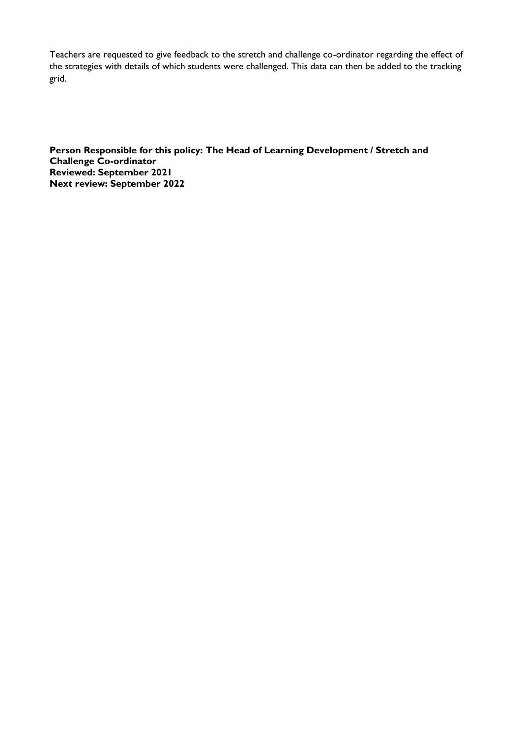Teachers are requested to give feedback to the stretch and challenge co-ordinator regarding the effect of the strategies with details of which students were challenged. This data can then be added to the tracking grid.

**Person Responsible for this policy: The Head of Learning Development / Stretch and Challenge Co-ordinator**
**Reviewed: September 2021**
**Next review: September 2022**